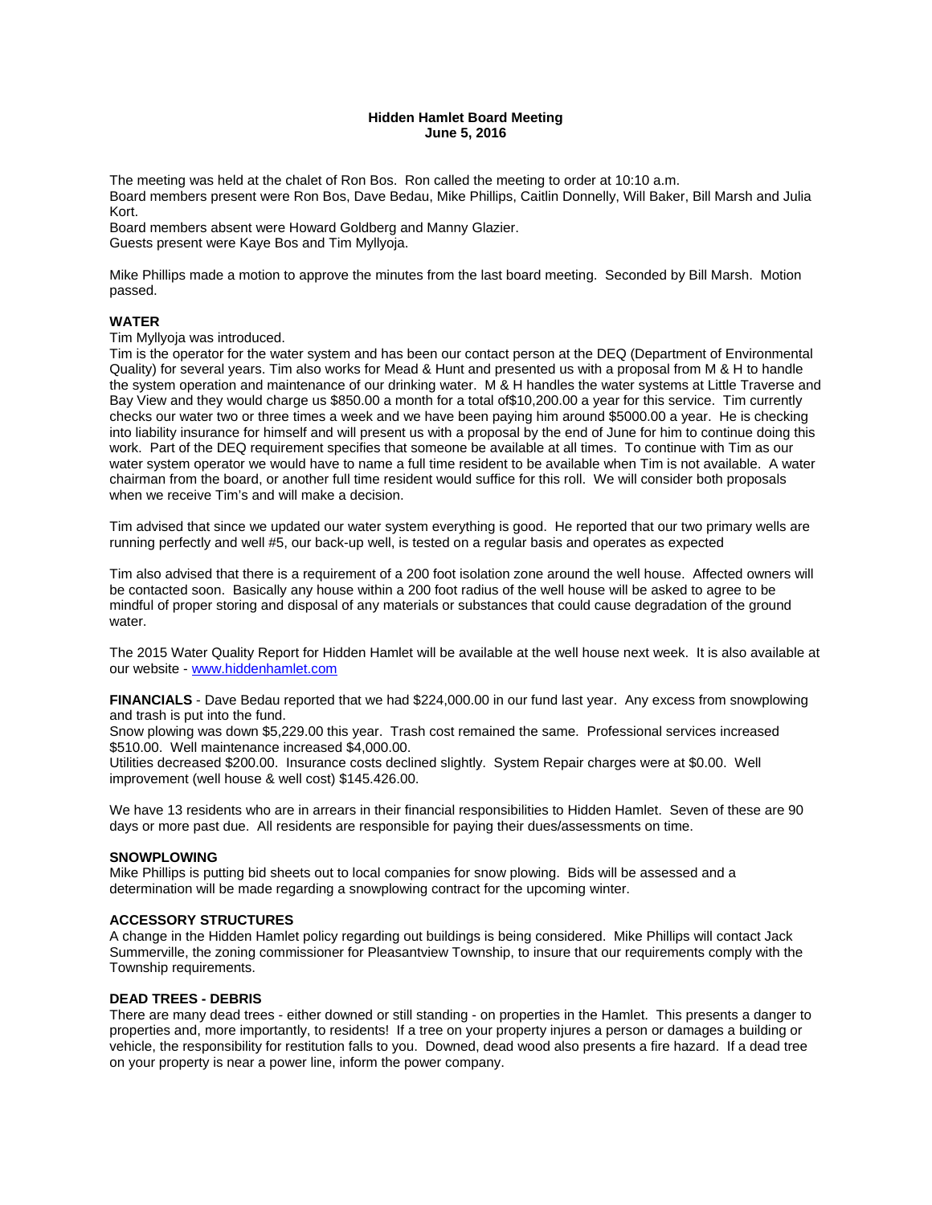**Hidden Hamlet Board Meeting**
**June 5, 2016**

The meeting was held at the chalet of Ron Bos. Ron called the meeting to order at 10:10 a.m.
Board members present were Ron Bos, Dave Bedau, Mike Phillips, Caitlin Donnelly, Will Baker, Bill Marsh and Julia Kort.
Board members absent were Howard Goldberg and Manny Glazier.
Guests present were Kaye Bos and Tim Myllyoja.

Mike Phillips made a motion to approve the minutes from the last board meeting. Seconded by Bill Marsh. Motion passed.

**WATER**
Tim Myllyoja was introduced.
Tim is the operator for the water system and has been our contact person at the DEQ (Department of Environmental Quality) for several years. Tim also works for Mead & Hunt and presented us with a proposal from M & H to handle the system operation and maintenance of our drinking water. M & H handles the water systems at Little Traverse and Bay View and they would charge us $850.00 a month for a total of$10,200.00 a year for this service. Tim currently checks our water two or three times a week and we have been paying him around $5000.00 a year. He is checking into liability insurance for himself and will present us with a proposal by the end of June for him to continue doing this work. Part of the DEQ requirement specifies that someone be available at all times. To continue with Tim as our water system operator we would have to name a full time resident to be available when Tim is not available. A water chairman from the board, or another full time resident would suffice for this roll. We will consider both proposals when we receive Tim's and will make a decision.

Tim advised that since we updated our water system everything is good. He reported that our two primary wells are running perfectly and well #5, our back-up well, is tested on a regular basis and operates as expected

Tim also advised that there is a requirement of a 200 foot isolation zone around the well house. Affected owners will be contacted soon. Basically any house within a 200 foot radius of the well house will be asked to agree to be mindful of proper storing and disposal of any materials or substances that could cause degradation of the ground water.

The 2015 Water Quality Report for Hidden Hamlet will be available at the well house next week. It is also available at our website - www.hiddenhamlet.com

**FINANCIALS** - Dave Bedau reported that we had $224,000.00 in our fund last year. Any excess from snowplowing and trash is put into the fund.
Snow plowing was down $5,229.00 this year. Trash cost remained the same. Professional services increased $510.00. Well maintenance increased $4,000.00.
Utilities decreased $200.00. Insurance costs declined slightly. System Repair charges were at $0.00. Well improvement (well house & well cost) $145.426.00.

We have 13 residents who are in arrears in their financial responsibilities to Hidden Hamlet. Seven of these are 90 days or more past due. All residents are responsible for paying their dues/assessments on time.

**SNOWPLOWING**
Mike Phillips is putting bid sheets out to local companies for snow plowing. Bids will be assessed and a determination will be made regarding a snowplowing contract for the upcoming winter.

**ACCESSORY STRUCTURES**
A change in the Hidden Hamlet policy regarding out buildings is being considered. Mike Phillips will contact Jack Summerville, the zoning commissioner for Pleasantview Township, to insure that our requirements comply with the Township requirements.

**DEAD TREES - DEBRIS**
There are many dead trees - either downed or still standing - on properties in the Hamlet. This presents a danger to properties and, more importantly, to residents! If a tree on your property injures a person or damages a building or vehicle, the responsibility for restitution falls to you. Downed, dead wood also presents a fire hazard. If a dead tree on your property is near a power line, inform the power company.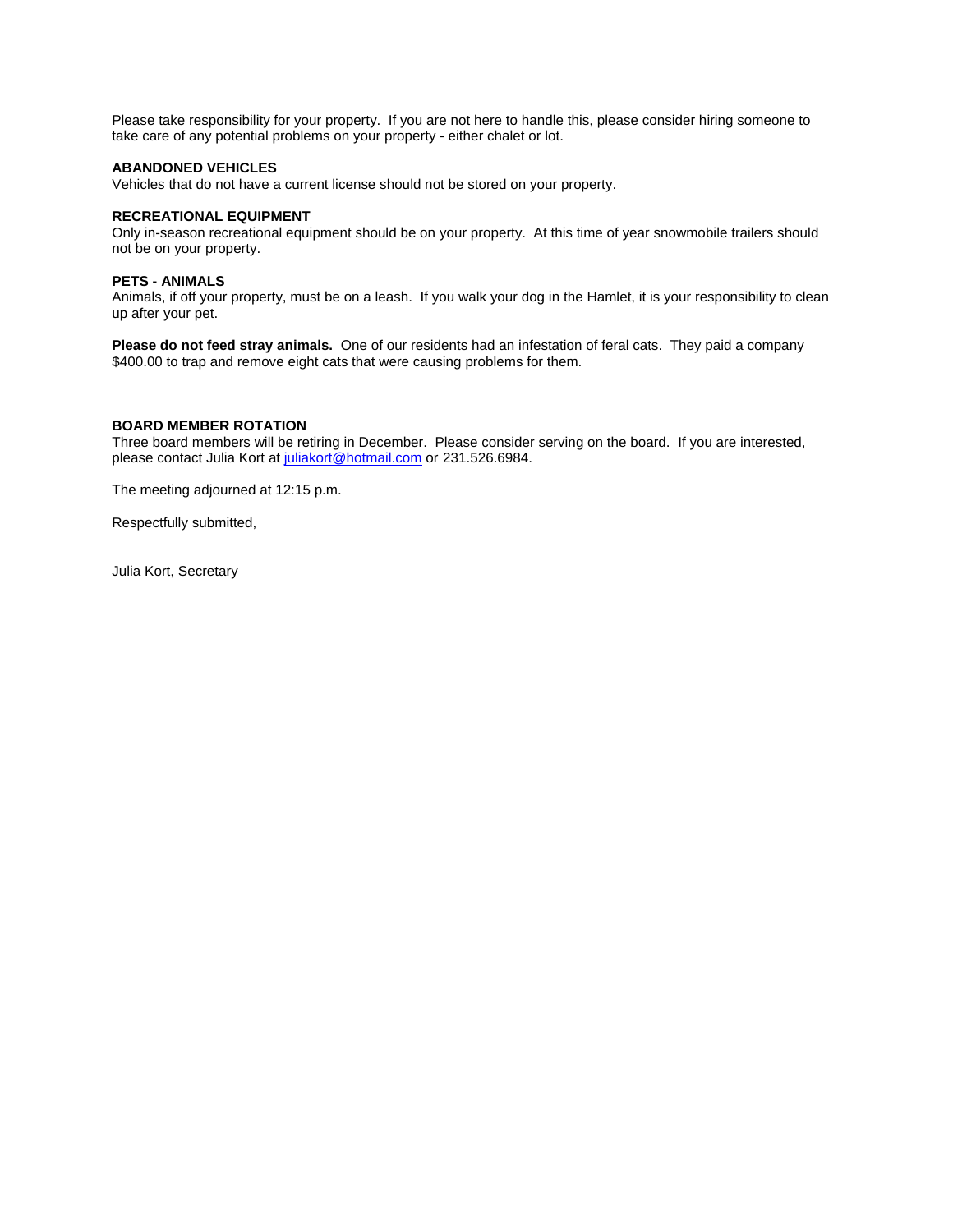Please take responsibility for your property. If you are not here to handle this, please consider hiring someone to take care of any potential problems on your property - either chalet or lot.

**ABANDONED VEHICLES**
Vehicles that do not have a current license should not be stored on your property.

**RECREATIONAL EQUIPMENT**
Only in-season recreational equipment should be on your property. At this time of year snowmobile trailers should not be on your property.

**PETS - ANIMALS**
Animals, if off your property, must be on a leash. If you walk your dog in the Hamlet, it is your responsibility to clean up after your pet.

**Please do not feed stray animals.** One of our residents had an infestation of feral cats. They paid a company $400.00 to trap and remove eight cats that were causing problems for them.

**BOARD MEMBER ROTATION**
Three board members will be retiring in December. Please consider serving on the board. If you are interested, please contact Julia Kort at juliakort@hotmail.com or 231.526.6984.

The meeting adjourned at 12:15 p.m.

Respectfully submitted,

Julia Kort, Secretary